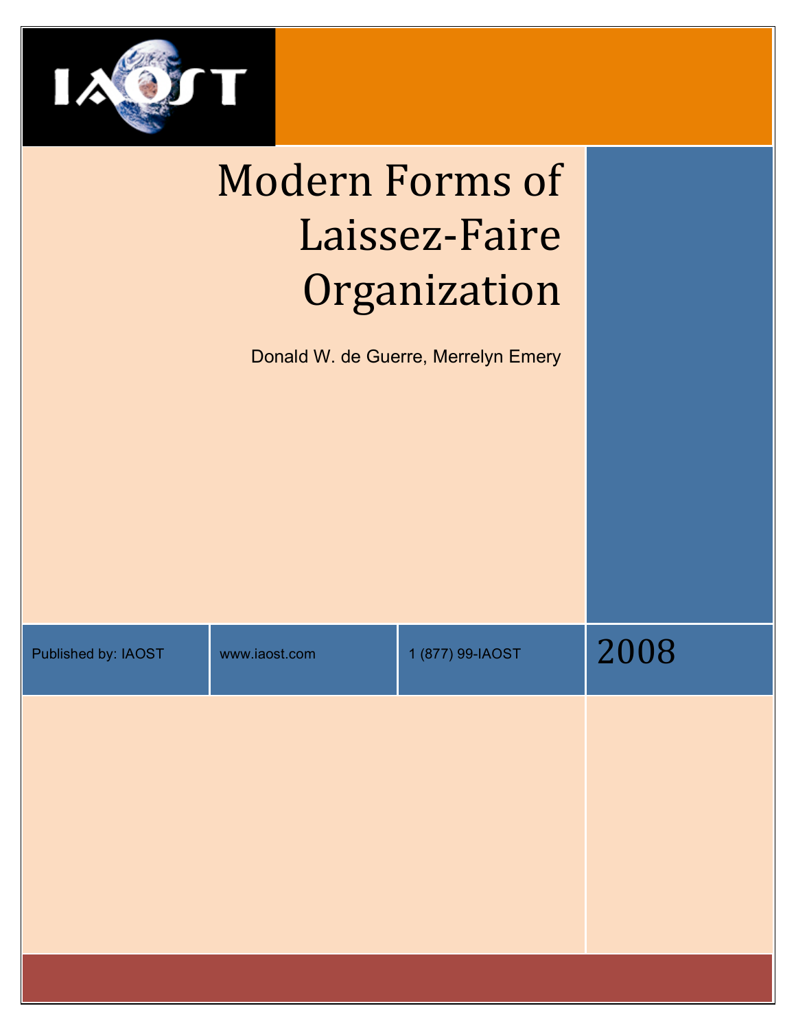# Modern Forms of Laissez-Faire Organization

Donald W. de Guerre, Merrelyn Emery

Published by: IAOST

www.iaost.com

1 (877) 99-IAOST

2008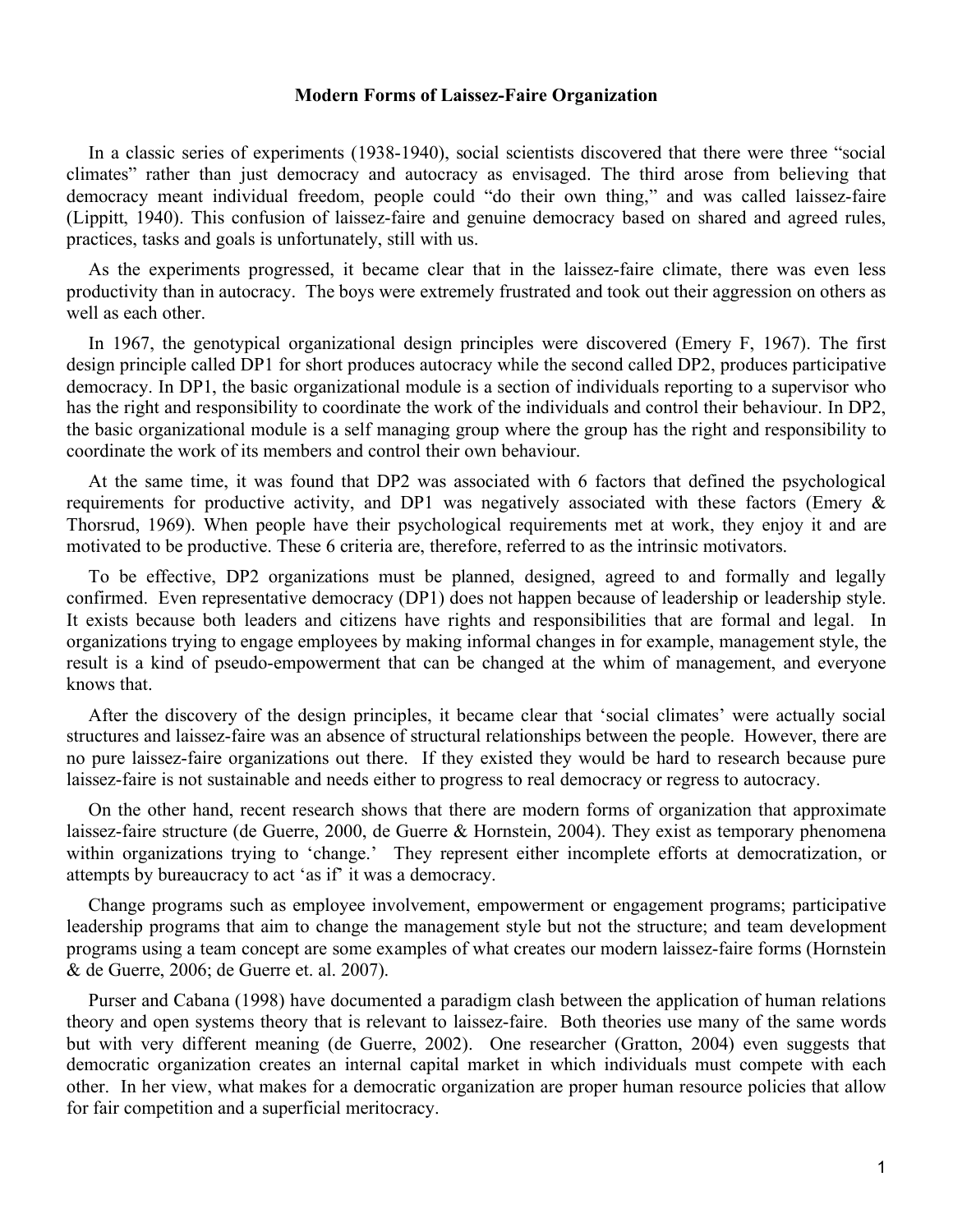**Modern Forms of Laissez-Faire Organization**

In a classic series of experiments (1938-1940), social scientists discovered that there were three "social climates" rather than just democracy and autocracy as envisaged. The third arose from believing that democracy meant individual freedom, people could "do their own thing," and was called laissez-faire (Lippitt, 1940). This confusion of laissez-faire and genuine democracy based on shared and agreed rules, practices, tasks and goals is unfortunately, still with us.

As the experiments progressed, it became clear that in the laissez-faire climate, there was even less productivity than in autocracy. The boys were extremely frustrated and took out their aggression on others as well as each other.

In 1967, the genotypical organizational design principles were discovered (Emery F, 1967). The first design principle called DP1 for short produces autocracy while the second called DP2, produces participative democracy. In DP1, the basic organizational module is a section of individuals reporting to a supervisor who has the right and responsibility to coordinate the work of the individuals and control their behaviour. In DP2, the basic organizational module is a self managing group where the group has the right and responsibility to coordinate the work of its members and control their own behaviour.

At the same time, it was found that DP2 was associated with 6 factors that defined the psychological requirements for productive activity, and DP1 was negatively associated with these factors (Emery & Thorsrud, 1969). When people have their psychological requirements met at work, they enjoy it and are motivated to be productive. These 6 criteria are, therefore, referred to as the intrinsic motivators.

To be effective, DP2 organizations must be planned, designed, agreed to and formally and legally confirmed. Even representative democracy (DP1) does not happen because of leadership or leadership style. It exists because both leaders and citizens have rights and responsibilities that are formal and legal. In organizations trying to engage employees by making informal changes in for example, management style, the result is a kind of pseudo-empowerment that can be changed at the whim of management, and everyone knows that.

After the discovery of the design principles, it became clear that 'social climates' were actually social structures and laissez-faire was an absence of structural relationships between the people. However, there are no pure laissez-faire organizations out there. If they existed they would be hard to research because pure laissez-faire is not sustainable and needs either to progress to real democracy or regress to autocracy.

On the other hand, recent research shows that there are modern forms of organization that approximate laissez-faire structure (de Guerre, 2000, de Guerre & Hornstein, 2004). They exist as temporary phenomena within organizations trying to 'change.' They represent either incomplete efforts at democratization, or attempts by bureaucracy to act 'as if' it was a democracy.

Change programs such as employee involvement, empowerment or engagement programs; participative leadership programs that aim to change the management style but not the structure; and team development programs using a team concept are some examples of what creates our modern laissez-faire forms (Hornstein & de Guerre, 2006; de Guerre et. al. 2007).

Purser and Cabana (1998) have documented a paradigm clash between the application of human relations theory and open systems theory that is relevant to laissez-faire. Both theories use many of the same words but with very different meaning (de Guerre, 2002). One researcher (Gratton, 2004) even suggests that democratic organization creates an internal capital market in which individuals must compete with each other. In her view, what makes for a democratic organization are proper human resource policies that allow for fair competition and a superficial meritocracy.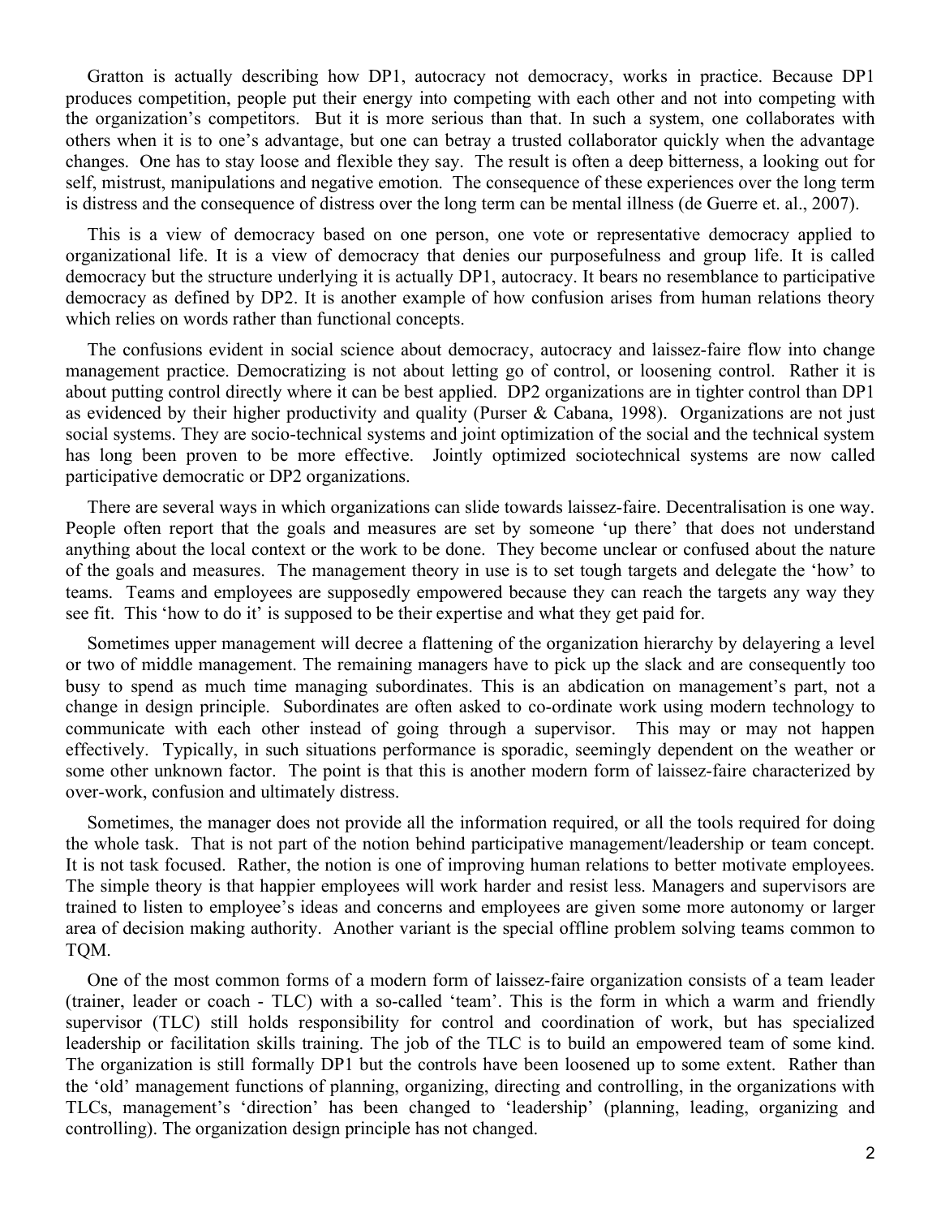Gratton is actually describing how DP1, autocracy not democracy, works in practice. Because DP1 produces competition, people put their energy into competing with each other and not into competing with the organization's competitors. But it is more serious than that. In such a system, one collaborates with others when it is to one's advantage, but one can betray a trusted collaborator quickly when the advantage changes. One has to stay loose and flexible they say. The result is often a deep bitterness, a looking out for self, mistrust, manipulations and negative emotion. The consequence of these experiences over the long term is distress and the consequence of distress over the long term can be mental illness (de Guerre et. al., 2007).

This is a view of democracy based on one person, one vote or representative democracy applied to organizational life. It is a view of democracy that denies our purposefulness and group life. It is called democracy but the structure underlying it is actually DP1, autocracy. It bears no resemblance to participative democracy as defined by DP2. It is another example of how confusion arises from human relations theory which relies on words rather than functional concepts.

The confusions evident in social science about democracy, autocracy and laissez-faire flow into change management practice. Democratizing is not about letting go of control, or loosening control. Rather it is about putting control directly where it can be best applied. DP2 organizations are in tighter control than DP1 as evidenced by their higher productivity and quality (Purser & Cabana, 1998). Organizations are not just social systems. They are socio-technical systems and joint optimization of the social and the technical system has long been proven to be more effective. Jointly optimized sociotechnical systems are now called participative democratic or DP2 organizations.

There are several ways in which organizations can slide towards laissez-faire. Decentralisation is one way. People often report that the goals and measures are set by someone 'up there' that does not understand anything about the local context or the work to be done. They become unclear or confused about the nature of the goals and measures. The management theory in use is to set tough targets and delegate the 'how' to teams. Teams and employees are supposedly empowered because they can reach the targets any way they see fit. This 'how to do it' is supposed to be their expertise and what they get paid for.

Sometimes upper management will decree a flattening of the organization hierarchy by delayering a level or two of middle management. The remaining managers have to pick up the slack and are consequently too busy to spend as much time managing subordinates. This is an abdication on management's part, not a change in design principle. Subordinates are often asked to co-ordinate work using modern technology to communicate with each other instead of going through a supervisor. This may or may not happen effectively. Typically, in such situations performance is sporadic, seemingly dependent on the weather or some other unknown factor. The point is that this is another modern form of laissez-faire characterized by over-work, confusion and ultimately distress.

Sometimes, the manager does not provide all the information required, or all the tools required for doing the whole task. That is not part of the notion behind participative management/leadership or team concept. It is not task focused. Rather, the notion is one of improving human relations to better motivate employees. The simple theory is that happier employees will work harder and resist less. Managers and supervisors are trained to listen to employee's ideas and concerns and employees are given some more autonomy or larger area of decision making authority. Another variant is the special offline problem solving teams common to TQM.

One of the most common forms of a modern form of laissez-faire organization consists of a team leader (trainer, leader or coach - TLC) with a so-called 'team'. This is the form in which a warm and friendly supervisor (TLC) still holds responsibility for control and coordination of work, but has specialized leadership or facilitation skills training. The job of the TLC is to build an empowered team of some kind. The organization is still formally DP1 but the controls have been loosened up to some extent. Rather than the 'old' management functions of planning, organizing, directing and controlling, in the organizations with TLCs, management's 'direction' has been changed to 'leadership' (planning, leading, organizing and controlling). The organization design principle has not changed.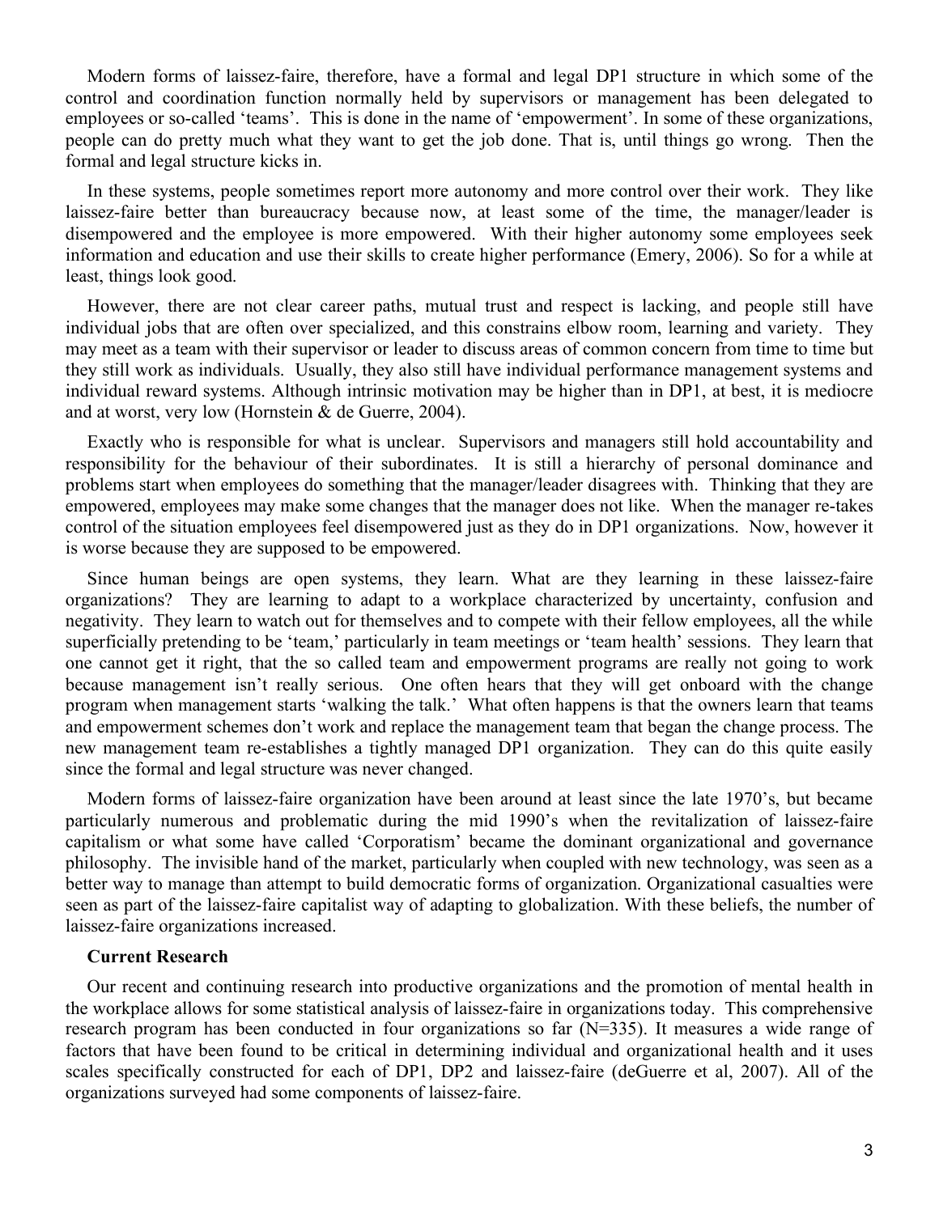Modern forms of laissez-faire, therefore, have a formal and legal DP1 structure in which some of the control and coordination function normally held by supervisors or management has been delegated to employees or so-called 'teams'. This is done in the name of 'empowerment'. In some of these organizations, people can do pretty much what they want to get the job done. That is, until things go wrong. Then the formal and legal structure kicks in.

In these systems, people sometimes report more autonomy and more control over their work. They like laissez-faire better than bureaucracy because now, at least some of the time, the manager/leader is disempowered and the employee is more empowered. With their higher autonomy some employees seek information and education and use their skills to create higher performance (Emery, 2006). So for a while at least, things look good.

However, there are not clear career paths, mutual trust and respect is lacking, and people still have individual jobs that are often over specialized, and this constrains elbow room, learning and variety. They may meet as a team with their supervisor or leader to discuss areas of common concern from time to time but they still work as individuals. Usually, they also still have individual performance management systems and individual reward systems. Although intrinsic motivation may be higher than in DP1, at best, it is mediocre and at worst, very low (Hornstein & de Guerre, 2004).

Exactly who is responsible for what is unclear. Supervisors and managers still hold accountability and responsibility for the behaviour of their subordinates. It is still a hierarchy of personal dominance and problems start when employees do something that the manager/leader disagrees with. Thinking that they are empowered, employees may make some changes that the manager does not like. When the manager re-takes control of the situation employees feel disempowered just as they do in DP1 organizations. Now, however it is worse because they are supposed to be empowered.

Since human beings are open systems, they learn. What are they learning in these laissez-faire organizations? They are learning to adapt to a workplace characterized by uncertainty, confusion and negativity. They learn to watch out for themselves and to compete with their fellow employees, all the while superficially pretending to be 'team,' particularly in team meetings or 'team health' sessions. They learn that one cannot get it right, that the so called team and empowerment programs are really not going to work because management isn't really serious. One often hears that they will get onboard with the change program when management starts 'walking the talk.' What often happens is that the owners learn that teams and empowerment schemes don't work and replace the management team that began the change process. The new management team re-establishes a tightly managed DP1 organization. They can do this quite easily since the formal and legal structure was never changed.

Modern forms of laissez-faire organization have been around at least since the late 1970's, but became particularly numerous and problematic during the mid 1990's when the revitalization of laissez-faire capitalism or what some have called 'Corporatism' became the dominant organizational and governance philosophy. The invisible hand of the market, particularly when coupled with new technology, was seen as a better way to manage than attempt to build democratic forms of organization. Organizational casualties were seen as part of the laissez-faire capitalist way of adapting to globalization. With these beliefs, the number of laissez-faire organizations increased.

**Current Research**

Our recent and continuing research into productive organizations and the promotion of mental health in the workplace allows for some statistical analysis of laissez-faire in organizations today. This comprehensive research program has been conducted in four organizations so far (N=335). It measures a wide range of factors that have been found to be critical in determining individual and organizational health and it uses scales specifically constructed for each of DP1, DP2 and laissez-faire (deGuerre et al, 2007). All of the organizations surveyed had some components of laissez-faire.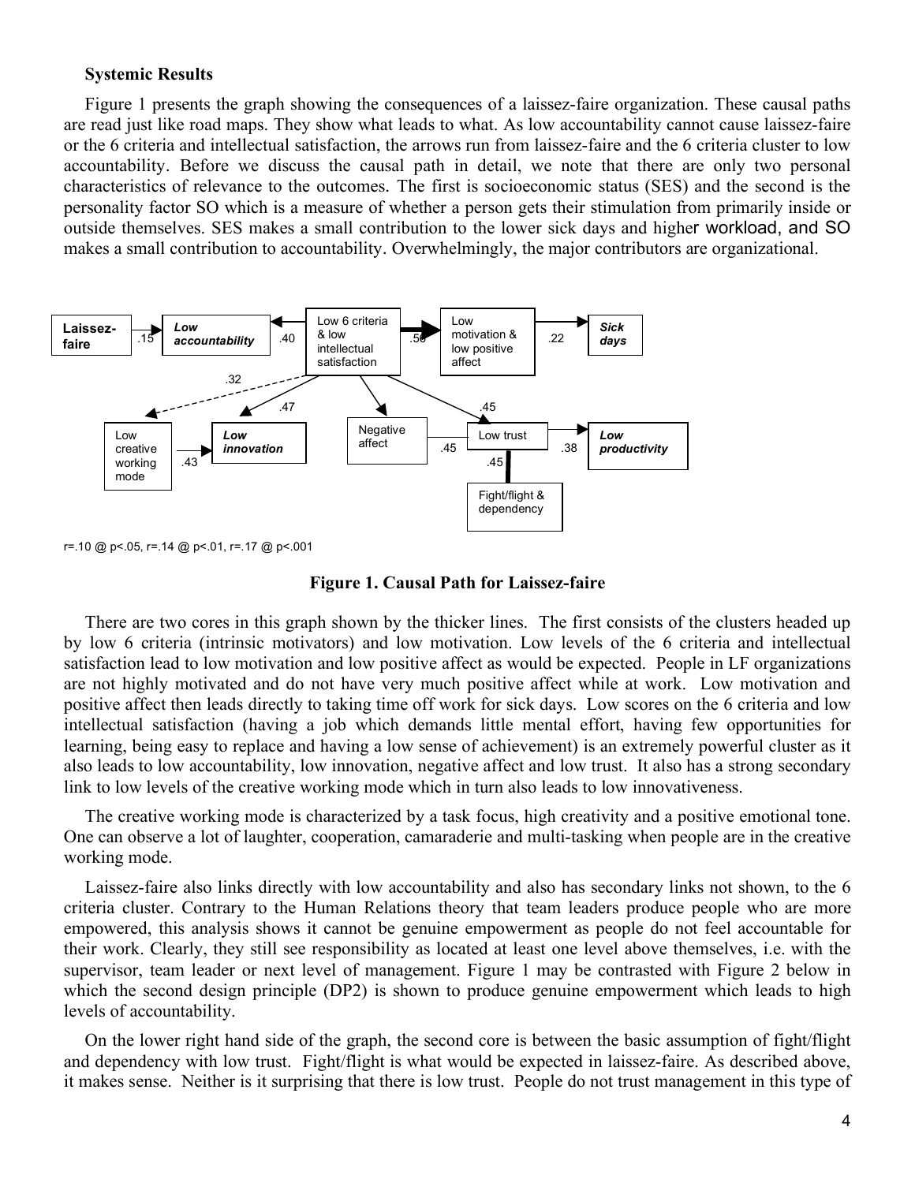**Systemic Results**

Figure 1 presents the graph showing the consequences of a laissez-faire organization. These causal paths are read just like road maps. They show what leads to what. As low accountability cannot cause laissez-faire or the 6 criteria and intellectual satisfaction, the arrows run from laissez-faire and the 6 criteria cluster to low accountability. Before we discuss the causal path in detail, we note that there are only two personal characteristics of relevance to the outcomes. The first is socioeconomic status (SES) and the second is the personality factor SO which is a measure of whether a person gets their stimulation from primarily inside or outside themselves. SES makes a small contribution to the lower sick days and higher workload, and SO makes a small contribution to accountability. Overwhelmingly, the major contributors are organizational.

r=.10 @ p<.05, r=.14 @ p<.01, r=.17 @ p<.001

**Figure 1. Causal Path for Laissez-faire**

There are two cores in this graph shown by the thicker lines. The first consists of the clusters headed up by low 6 criteria (intrinsic motivators) and low motivation. Low levels of the 6 criteria and intellectual satisfaction lead to low motivation and low positive affect as would be expected. People in LF organizations are not highly motivated and do not have very much positive affect while at work. Low motivation and positive affect then leads directly to taking time off work for sick days. Low scores on the 6 criteria and low intellectual satisfaction (having a job which demands little mental effort, having few opportunities for learning, being easy to replace and having a low sense of achievement) is an extremely powerful cluster as it also leads to low accountability, low innovation, negative affect and low trust. It also has a strong secondary link to low levels of the creative working mode which in turn also leads to low innovativeness.

The creative working mode is characterized by a task focus, high creativity and a positive emotional tone. One can observe a lot of laughter, cooperation, camaraderie and multi-tasking when people are in the creative working mode.

Laissez-faire also links directly with low accountability and also has secondary links not shown, to the 6 criteria cluster. Contrary to the Human Relations theory that team leaders produce people who are more empowered, this analysis shows it cannot be genuine empowerment as people do not feel accountable for their work. Clearly, they still see responsibility as located at least one level above themselves, i.e. with the supervisor, team leader or next level of management. Figure 1 may be contrasted with Figure 2 below in which the second design principle (DP2) is shown to produce genuine empowerment which leads to high levels of accountability.

On the lower right hand side of the graph, the second core is between the basic assumption of fight/flight and dependency with low trust. Fight/flight is what would be expected in laissez-faire. As described above, it makes sense. Neither is it surprising that there is low trust. People do not trust management in this type of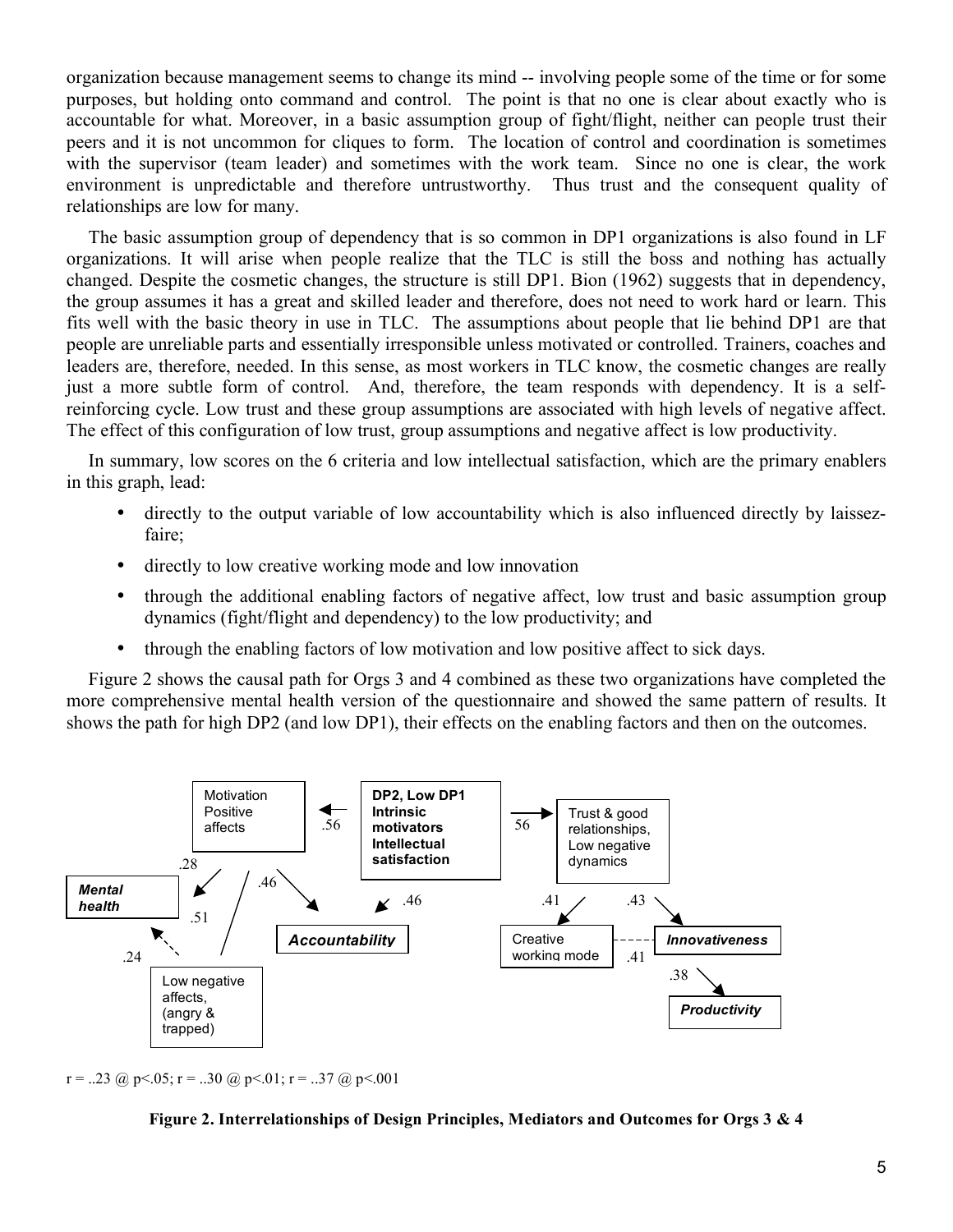organization because management seems to change its mind -- involving people some of the time or for some purposes, but holding onto command and control. The point is that no one is clear about exactly who is accountable for what. Moreover, in a basic assumption group of fight/flight, neither can people trust their peers and it is not uncommon for cliques to form. The location of control and coordination is sometimes with the supervisor (team leader) and sometimes with the work team. Since no one is clear, the work environment is unpredictable and therefore untrustworthy. Thus trust and the consequent quality of relationships are low for many.

The basic assumption group of dependency that is so common in DP1 organizations is also found in LF organizations. It will arise when people realize that the TLC is still the boss and nothing has actually changed. Despite the cosmetic changes, the structure is still DP1. Bion (1962) suggests that in dependency, the group assumes it has a great and skilled leader and therefore, does not need to work hard or learn. This fits well with the basic theory in use in TLC. The assumptions about people that lie behind DP1 are that people are unreliable parts and essentially irresponsible unless motivated or controlled. Trainers, coaches and leaders are, therefore, needed. In this sense, as most workers in TLC know, the cosmetic changes are really just a more subtle form of control. And, therefore, the team responds with dependency. It is a self-reinforcing cycle. Low trust and these group assumptions are associated with high levels of negative affect. The effect of this configuration of low trust, group assumptions and negative affect is low productivity.

In summary, low scores on the 6 criteria and low intellectual satisfaction, which are the primary enablers in this graph, lead:

- directly to the output variable of low accountability which is also influenced directly by laissez-faire;
- directly to low creative working mode and low innovation
- through the additional enabling factors of negative affect, low trust and basic assumption group dynamics (fight/flight and dependency) to the low productivity; and
- through the enabling factors of low motivation and low positive affect to sick days.

Figure 2 shows the causal path for Orgs 3 and 4 combined as these two organizations have completed the more comprehensive mental health version of the questionnaire and showed the same pattern of results. It shows the path for high DP2 (and low DP1), their effects on the enabling factors and then on the outcomes.

r = ..23 @ p<.05; r = ..30 @ p<.01; r = ..37 @ p<.001

**Figure 2. Interrelationships of Design Principles, Mediators and Outcomes for Orgs 3 & 4**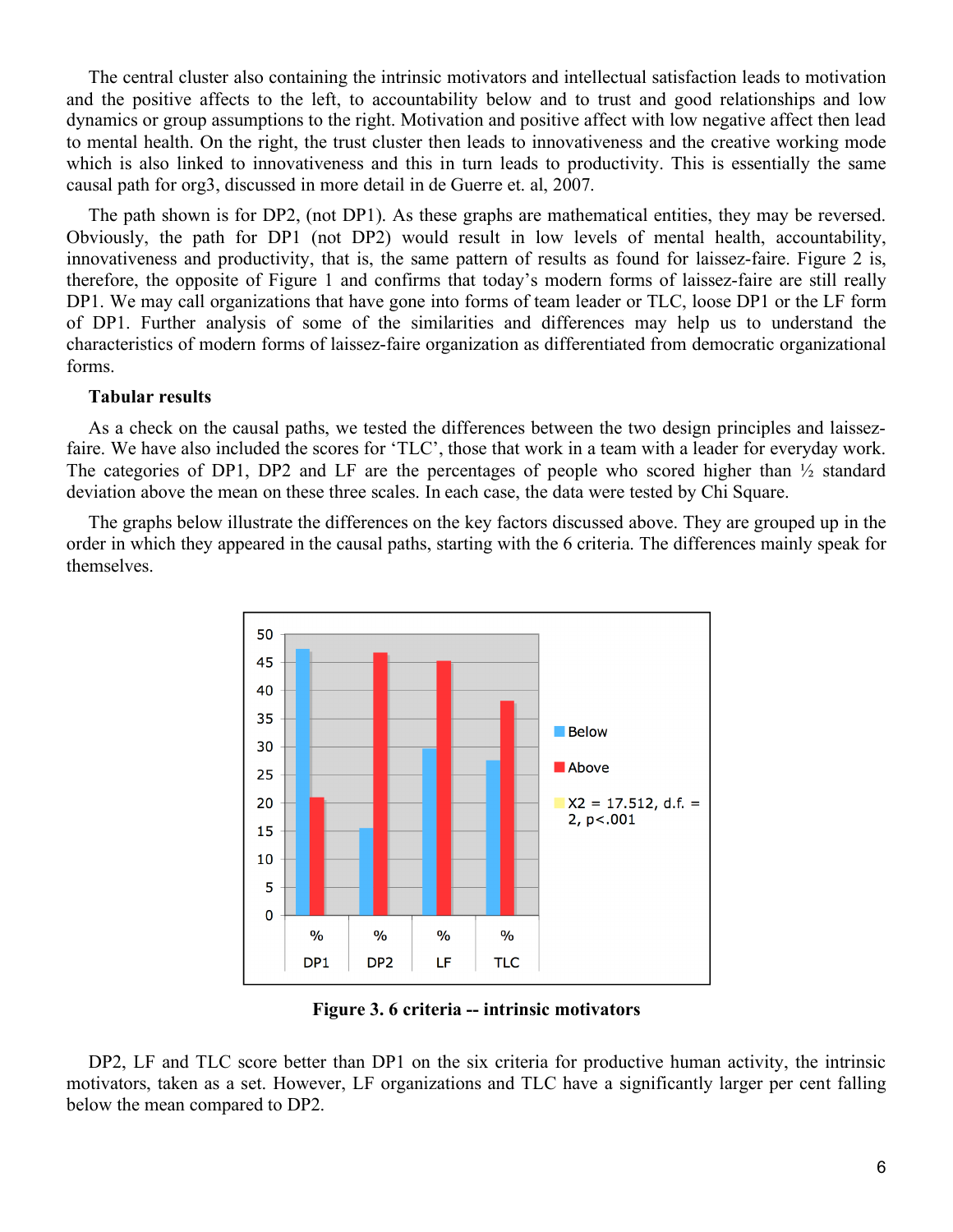The central cluster also containing the intrinsic motivators and intellectual satisfaction leads to motivation and the positive affects to the left, to accountability below and to trust and good relationships and low dynamics or group assumptions to the right. Motivation and positive affect with low negative affect then lead to mental health. On the right, the trust cluster then leads to innovativeness and the creative working mode which is also linked to innovativeness and this in turn leads to productivity. This is essentially the same causal path for org3, discussed in more detail in de Guerre et. al, 2007.

The path shown is for DP2, (not DP1). As these graphs are mathematical entities, they may be reversed. Obviously, the path for DP1 (not DP2) would result in low levels of mental health, accountability, innovativeness and productivity, that is, the same pattern of results as found for laissez-faire. Figure 2 is, therefore, the opposite of Figure 1 and confirms that today's modern forms of laissez-faire are still really DP1. We may call organizations that have gone into forms of team leader or TLC, loose DP1 or the LF form of DP1. Further analysis of some of the similarities and differences may help us to understand the characteristics of modern forms of laissez-faire organization as differentiated from democratic organizational forms.

**Tabular results**

As a check on the causal paths, we tested the differences between the two design principles and laissez-faire. We have also included the scores for 'TLC', those that work in a team with a leader for everyday work. The categories of DP1, DP2 and LF are the percentages of people who scored higher than ½ standard deviation above the mean on these three scales. In each case, the data were tested by Chi Square.

The graphs below illustrate the differences on the key factors discussed above. They are grouped up in the order in which they appeared in the causal paths, starting with the 6 criteria. The differences mainly speak for themselves.

| | % DP1 | % DP2 | % LF | % TLC |
|---|---|---|---|---|
| Below | 47.5 | 15.5 | 29.8 | 27.7 |
| Above | 21 | 46.8 | 45.3 | 38.2 |

$X^2 = 17.512$, d.f. = 2, $p<.001$

**Figure 3. 6 criteria -- intrinsic motivators**

DP2, LF and TLC score better than DP1 on the six criteria for productive human activity, the intrinsic motivators, taken as a set. However, LF organizations and TLC have a significantly larger per cent falling below the mean compared to DP2.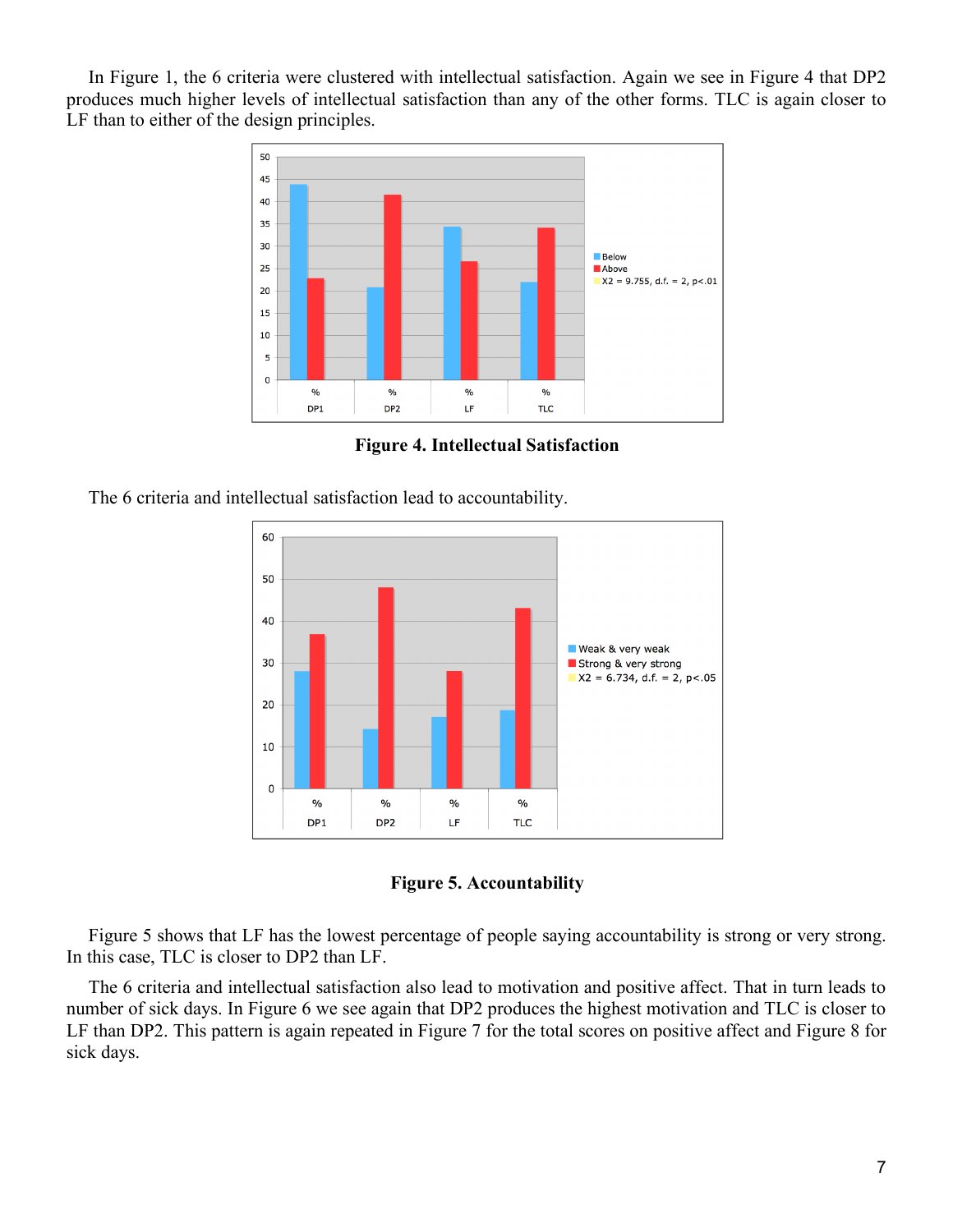In Figure 1, the 6 criteria were clustered with intellectual satisfaction. Again we see in Figure 4 that DP2 produces much higher levels of intellectual satisfaction than any of the other forms. TLC is again closer to LF than to either of the design principles.

**Figure 4. Intellectual Satisfaction**

The 6 criteria and intellectual satisfaction lead to accountability.

**Figure 5. Accountability**

Figure 5 shows that LF has the lowest percentage of people saying accountability is strong or very strong. In this case, TLC is closer to DP2 than LF.

The 6 criteria and intellectual satisfaction also lead to motivation and positive affect. That in turn leads to number of sick days. In Figure 6 we see again that DP2 produces the highest motivation and TLC is closer to LF than DP2. This pattern is again repeated in Figure 7 for the total scores on positive affect and Figure 8 for sick days.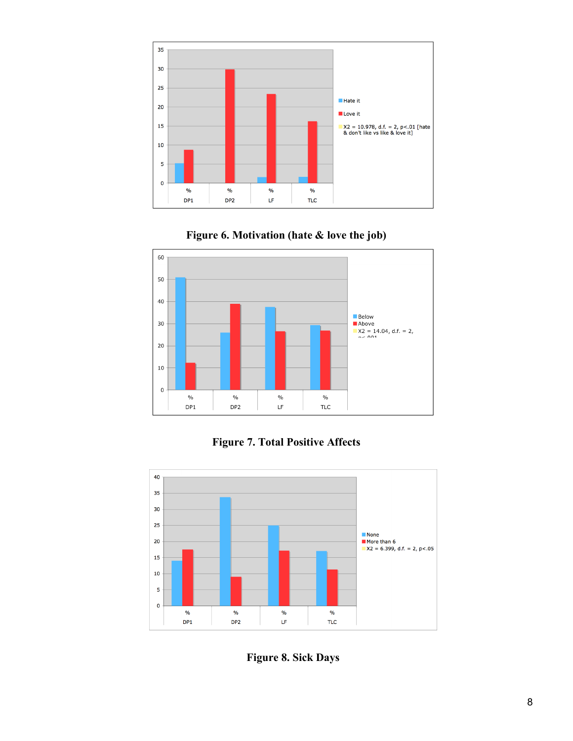Figure 6. Motivation (hate & love the job)

Figure 7. Total Positive Affects

Figure 8. Sick Days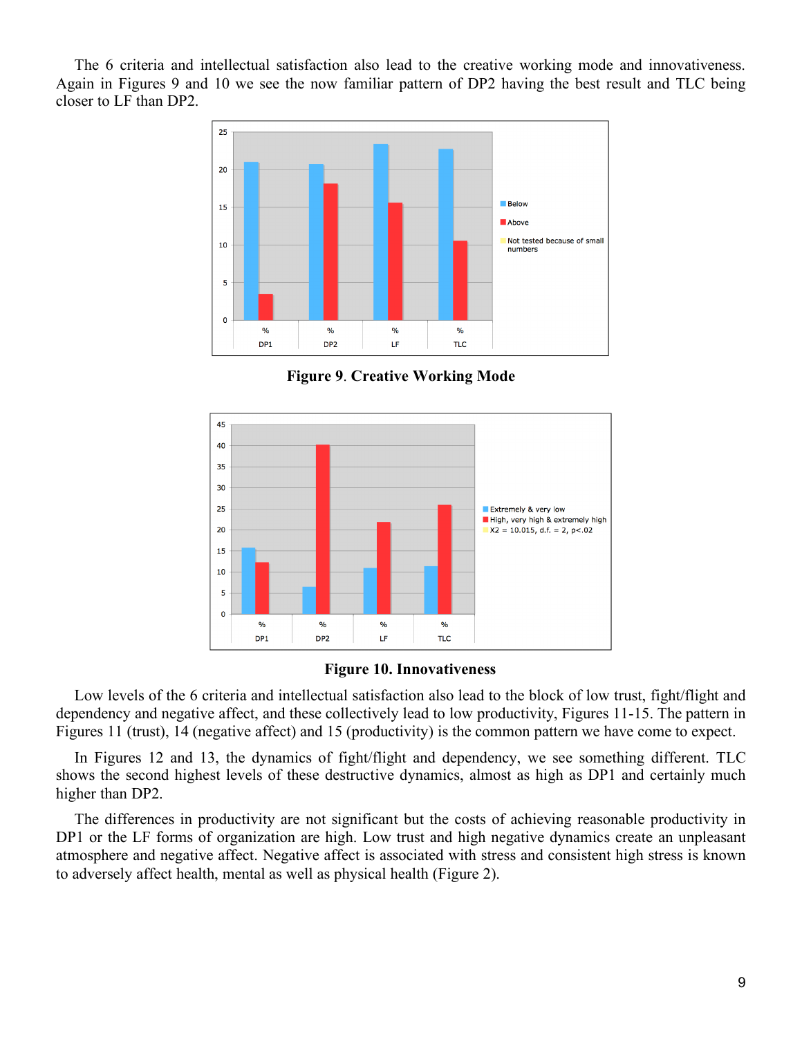The 6 criteria and intellectual satisfaction also lead to the creative working mode and innovativeness. Again in Figures 9 and 10 we see the now familiar pattern of DP2 having the best result and TLC being closer to LF than DP2.

**Figure 9**. **Creative Working Mode**

**Figure 10. Innovativeness**

Low levels of the 6 criteria and intellectual satisfaction also lead to the block of low trust, fight/flight and dependency and negative affect, and these collectively lead to low productivity, Figures 11-15. The pattern in Figures 11 (trust), 14 (negative affect) and 15 (productivity) is the common pattern we have come to expect.

In Figures 12 and 13, the dynamics of fight/flight and dependency, we see something different. TLC shows the second highest levels of these destructive dynamics, almost as high as DP1 and certainly much higher than DP2.

The differences in productivity are not significant but the costs of achieving reasonable productivity in DP1 or the LF forms of organization are high. Low trust and high negative dynamics create an unpleasant atmosphere and negative affect. Negative affect is associated with stress and consistent high stress is known to adversely affect health, mental as well as physical health (Figure 2).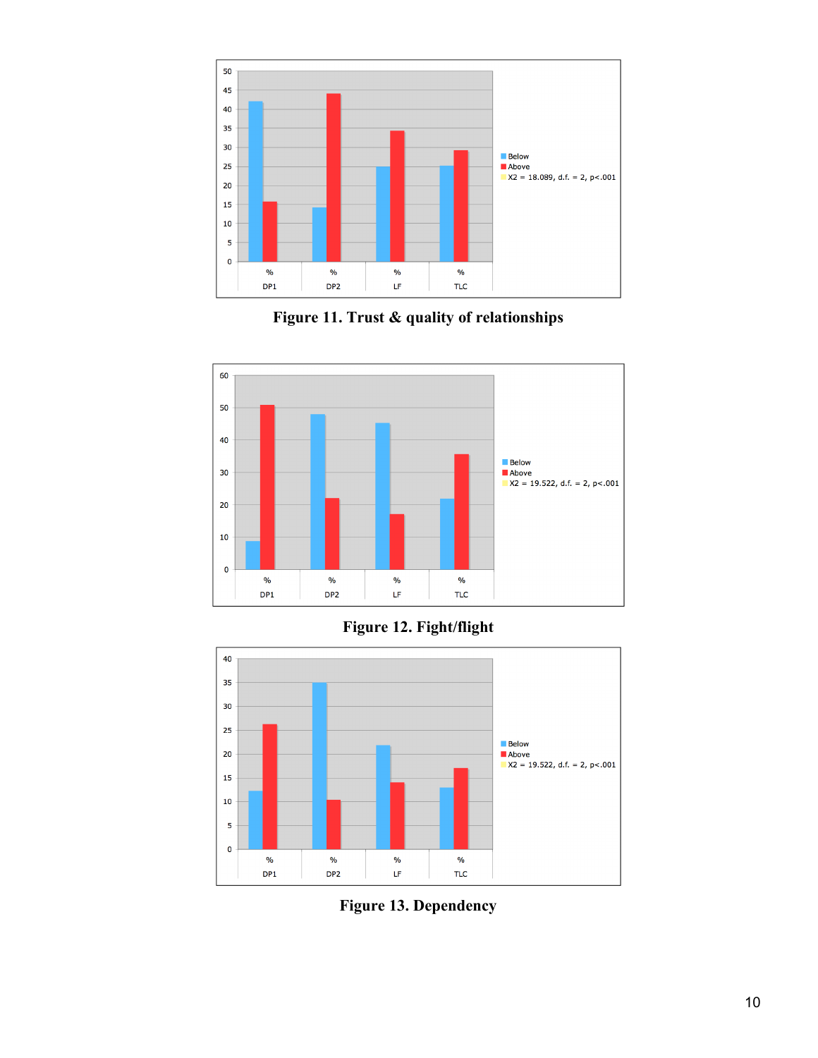Figure 11. Trust & quality of relationships

Figure 12. Fight/flight

Figure 13. Dependency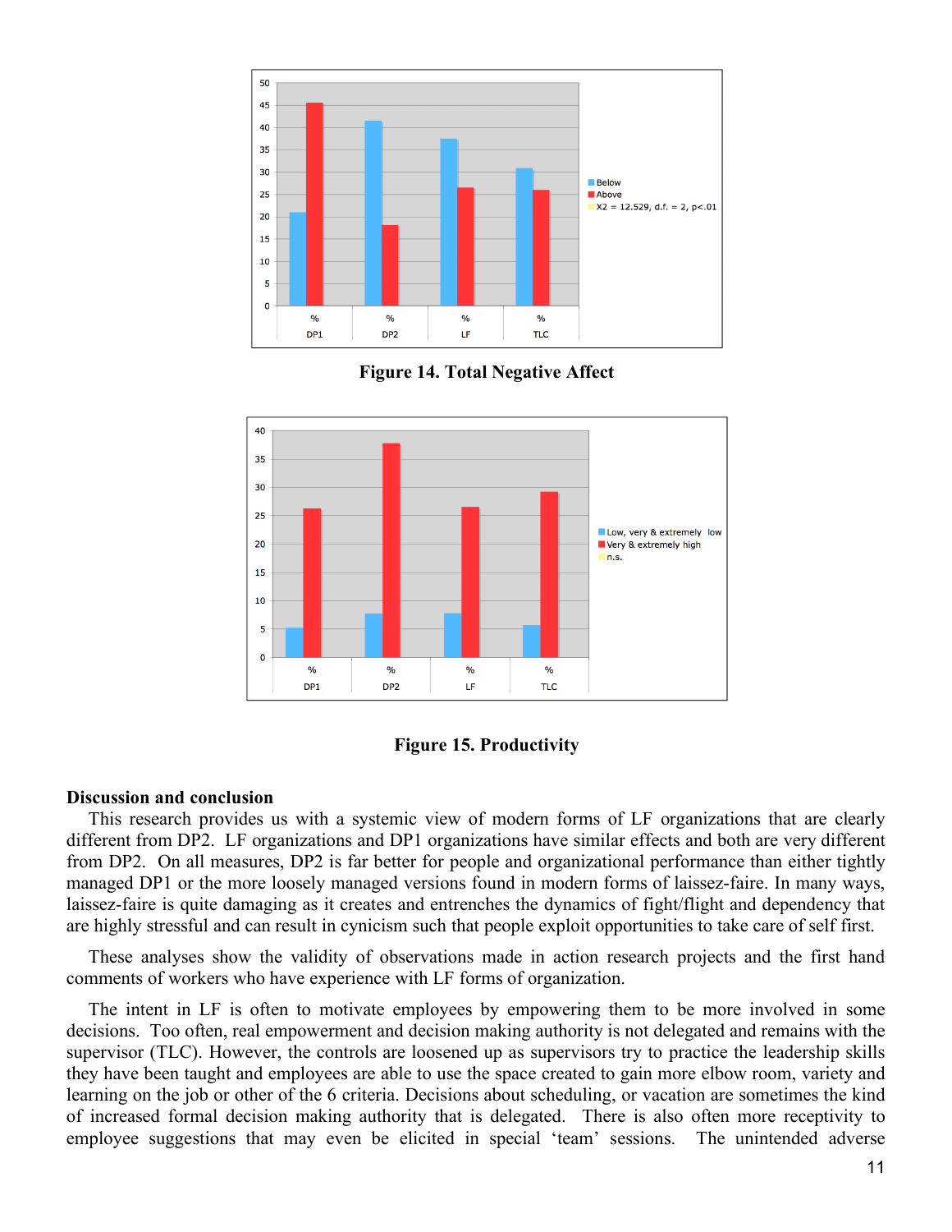**Figure 14. Total Negative Affect**

**Figure 15. Productivity**

**Discussion and conclusion**

This research provides us with a systemic view of modern forms of LF organizations that are clearly different from DP2. LF organizations and DP1 organizations have similar effects and both are very different from DP2. On all measures, DP2 is far better for people and organizational performance than either tightly managed DP1 or the more loosely managed versions found in modern forms of laissez-faire. In many ways, laissez-faire is quite damaging as it creates and entrenches the dynamics of fight/flight and dependency that are highly stressful and can result in cynicism such that people exploit opportunities to take care of self first.

These analyses show the validity of observations made in action research projects and the first hand comments of workers who have experience with LF forms of organization.

The intent in LF is often to motivate employees by empowering them to be more involved in some decisions. Too often, real empowerment and decision making authority is not delegated and remains with the supervisor (TLC). However, the controls are loosened up as supervisors try to practice the leadership skills they have been taught and employees are able to use the space created to gain more elbow room, variety and learning on the job or other of the 6 criteria. Decisions about scheduling, or vacation are sometimes the kind of increased formal decision making authority that is delegated. There is also often more receptivity to employee suggestions that may even be elicited in special 'team' sessions. The unintended adverse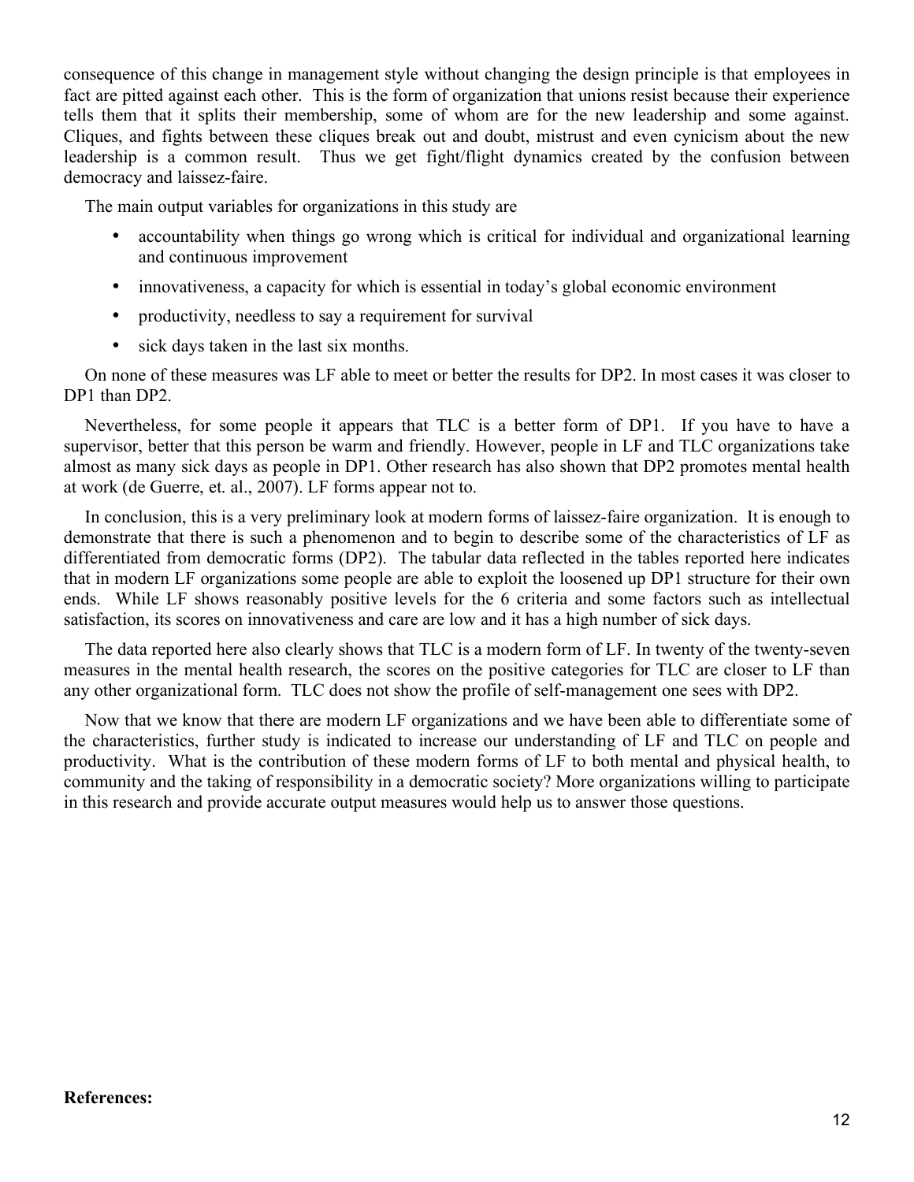consequence of this change in management style without changing the design principle is that employees in fact are pitted against each other. This is the form of organization that unions resist because their experience tells them that it splits their membership, some of whom are for the new leadership and some against. Cliques, and fights between these cliques break out and doubt, mistrust and even cynicism about the new leadership is a common result. Thus we get fight/flight dynamics created by the confusion between democracy and laissez-faire.

The main output variables for organizations in this study are

- accountability when things go wrong which is critical for individual and organizational learning and continuous improvement
- innovativeness, a capacity for which is essential in today's global economic environment
- productivity, needless to say a requirement for survival
- sick days taken in the last six months.

On none of these measures was LF able to meet or better the results for DP2. In most cases it was closer to DP1 than DP2.

Nevertheless, for some people it appears that TLC is a better form of DP1. If you have to have a supervisor, better that this person be warm and friendly. However, people in LF and TLC organizations take almost as many sick days as people in DP1. Other research has also shown that DP2 promotes mental health at work (de Guerre, et. al., 2007). LF forms appear not to.

In conclusion, this is a very preliminary look at modern forms of laissez-faire organization. It is enough to demonstrate that there is such a phenomenon and to begin to describe some of the characteristics of LF as differentiated from democratic forms (DP2). The tabular data reflected in the tables reported here indicates that in modern LF organizations some people are able to exploit the loosened up DP1 structure for their own ends. While LF shows reasonably positive levels for the 6 criteria and some factors such as intellectual satisfaction, its scores on innovativeness and care are low and it has a high number of sick days.

The data reported here also clearly shows that TLC is a modern form of LF. In twenty of the twenty-seven measures in the mental health research, the scores on the positive categories for TLC are closer to LF than any other organizational form. TLC does not show the profile of self-management one sees with DP2.

Now that we know that there are modern LF organizations and we have been able to differentiate some of the characteristics, further study is indicated to increase our understanding of LF and TLC on people and productivity. What is the contribution of these modern forms of LF to both mental and physical health, to community and the taking of responsibility in a democratic society? More organizations willing to participate in this research and provide accurate output measures would help us to answer those questions.

**References:**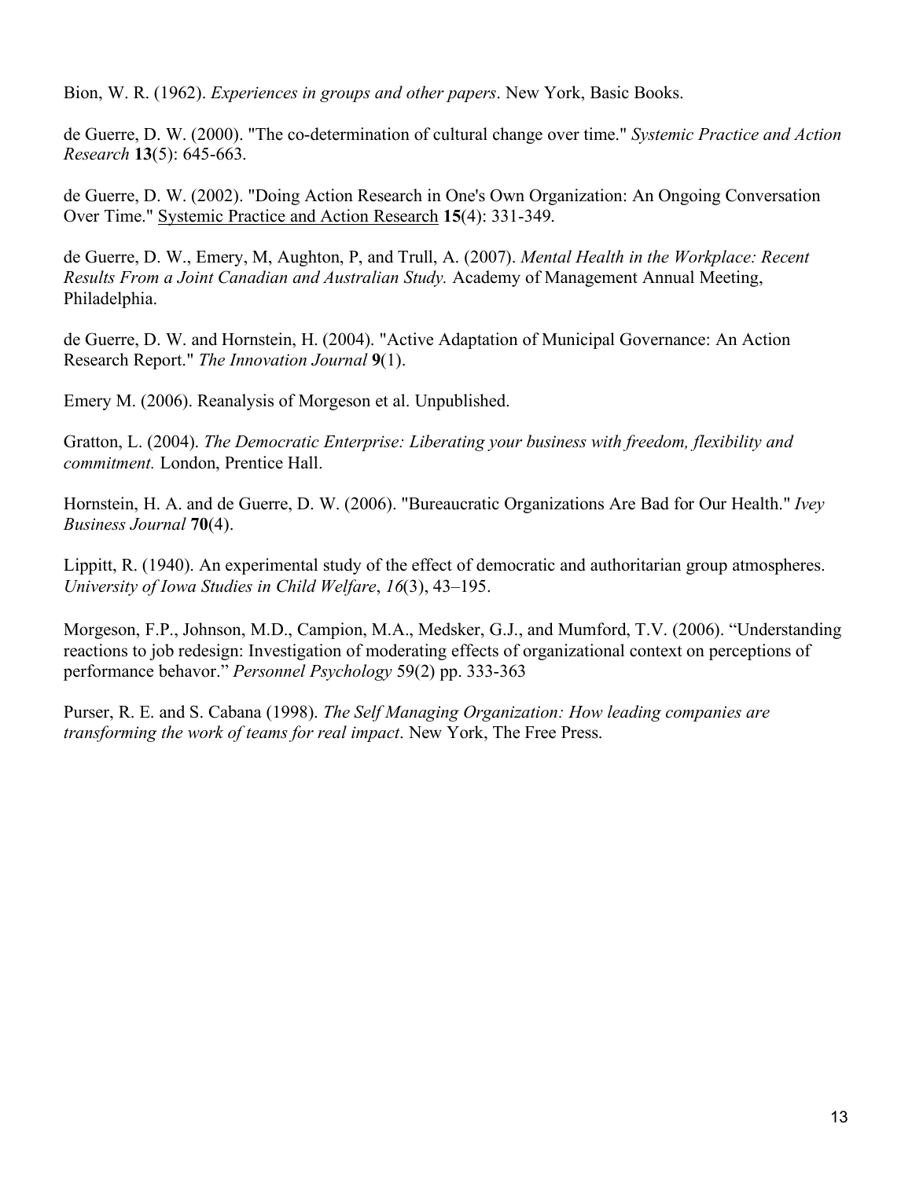Bion, W. R. (1962). *Experiences in groups and other papers*. New York, Basic Books.

de Guerre, D. W. (2000). "The co-determination of cultural change over time." *Systemic Practice and Action Research* **13**(5): 645-663.

de Guerre, D. W. (2002). "Doing Action Research in One's Own Organization: An Ongoing Conversation Over Time." Systemic Practice and Action Research **15**(4): 331-349.

de Guerre, D. W., Emery, M, Aughton, P, and Trull, A. (2007). *Mental Health in the Workplace: Recent Results From a Joint Canadian and Australian Study.* Academy of Management Annual Meeting, Philadelphia.

de Guerre, D. W. and Hornstein, H. (2004). "Active Adaptation of Municipal Governance: An Action Research Report." *The Innovation Journal* **9**(1).

Emery M. (2006). Reanalysis of Morgeson et al. Unpublished.

Gratton, L. (2004). *The Democratic Enterprise: Liberating your business with freedom, flexibility and commitment.* London, Prentice Hall.

Hornstein, H. A. and de Guerre, D. W. (2006). "Bureaucratic Organizations Are Bad for Our Health." *Ivey Business Journal* **70**(4).

Lippitt, R. (1940). An experimental study of the effect of democratic and authoritarian group atmospheres. *University of Iowa Studies in Child Welfare*, *16*(3), 43–195.

Morgeson, F.P., Johnson, M.D., Campion, M.A., Medsker, G.J., and Mumford, T.V. (2006). "Understanding reactions to job redesign: Investigation of moderating effects of organizational context on perceptions of performance behavor." *Personnel Psychology* 59(2) pp. 333-363

Purser, R. E. and S. Cabana (1998). *The Self Managing Organization: How leading companies are transforming the work of teams for real impact*. New York, The Free Press.